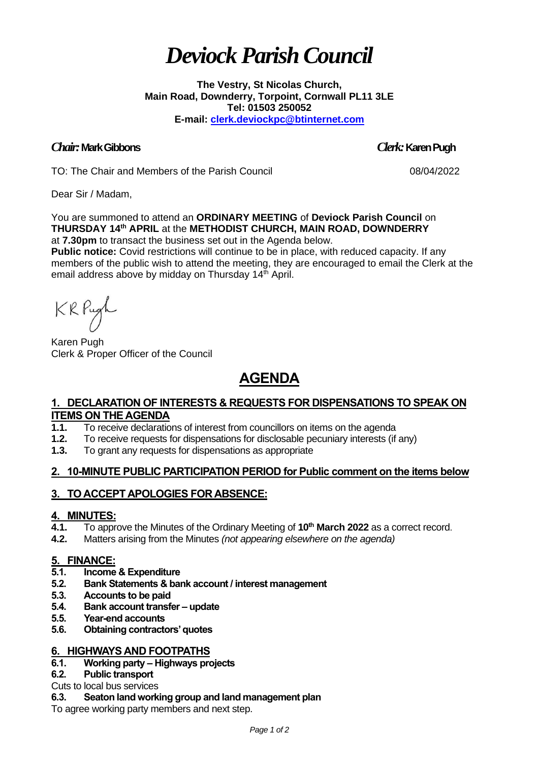# *Deviock Parish Council*

**The Vestry, St Nicolas Church,**
**Main Road, Downderry, Torpoint, Cornwall PL11 3LE**
**Tel: 01503 250052**
**E-mail: clerk.deviockpc@btinternet.com**

***Chair:* Mark Gibbons** ***Clerk:* Karen Pugh**

TO: The Chair and Members of the Parish Council 08/04/2022

Dear Sir / Madam,

You are summoned to attend an **ORDINARY MEETING** of **Deviock Parish Council** on **THURSDAY 14th APRIL** at the **METHODIST CHURCH, MAIN ROAD, DOWNDERRY** at **7.30pm** to transact the business set out in the Agenda below.

**Public notice:** Covid restrictions will continue to be in place, with reduced capacity. If any members of the public wish to attend the meeting, they are encouraged to email the Clerk at the email address above by midday on Thursday 14th April.

KR Pugh

Karen Pugh
Clerk & Proper Officer of the Council

# AGENDA

## 1. DECLARATION OF INTERESTS & REQUESTS FOR DISPENSATIONS TO SPEAK ON ITEMS ON THE AGENDA

**1.1.** To receive declarations of interest from councillors on items on the agenda
**1.2.** To receive requests for dispensations for disclosable pecuniary interests (if any)
**1.3.** To grant any requests for dispensations as appropriate

## 2. 10-MINUTE PUBLIC PARTICIPATION PERIOD for Public comment on the items below

## 3. TO ACCEPT APOLOGIES FOR ABSENCE:

## 4. MINUTES:

**4.1.** To approve the Minutes of the Ordinary Meeting of **10th March 2022** as a correct record.
**4.2.** Matters arising from the Minutes *(not appearing elsewhere on the agenda)*

## 5. FINANCE:

**5.1. Income & Expenditure**
**5.2. Bank Statements & bank account / interest management**
**5.3. Accounts to be paid**
**5.4. Bank account transfer – update**
**5.5. Year-end accounts**
**5.6. Obtaining contractors' quotes**

## 6. HIGHWAYS AND FOOTPATHS

**6.1. Working party – Highways projects**
**6.2. Public transport**

Cuts to local bus services

**6.3. Seaton land working group and land management plan**

To agree working party members and next step.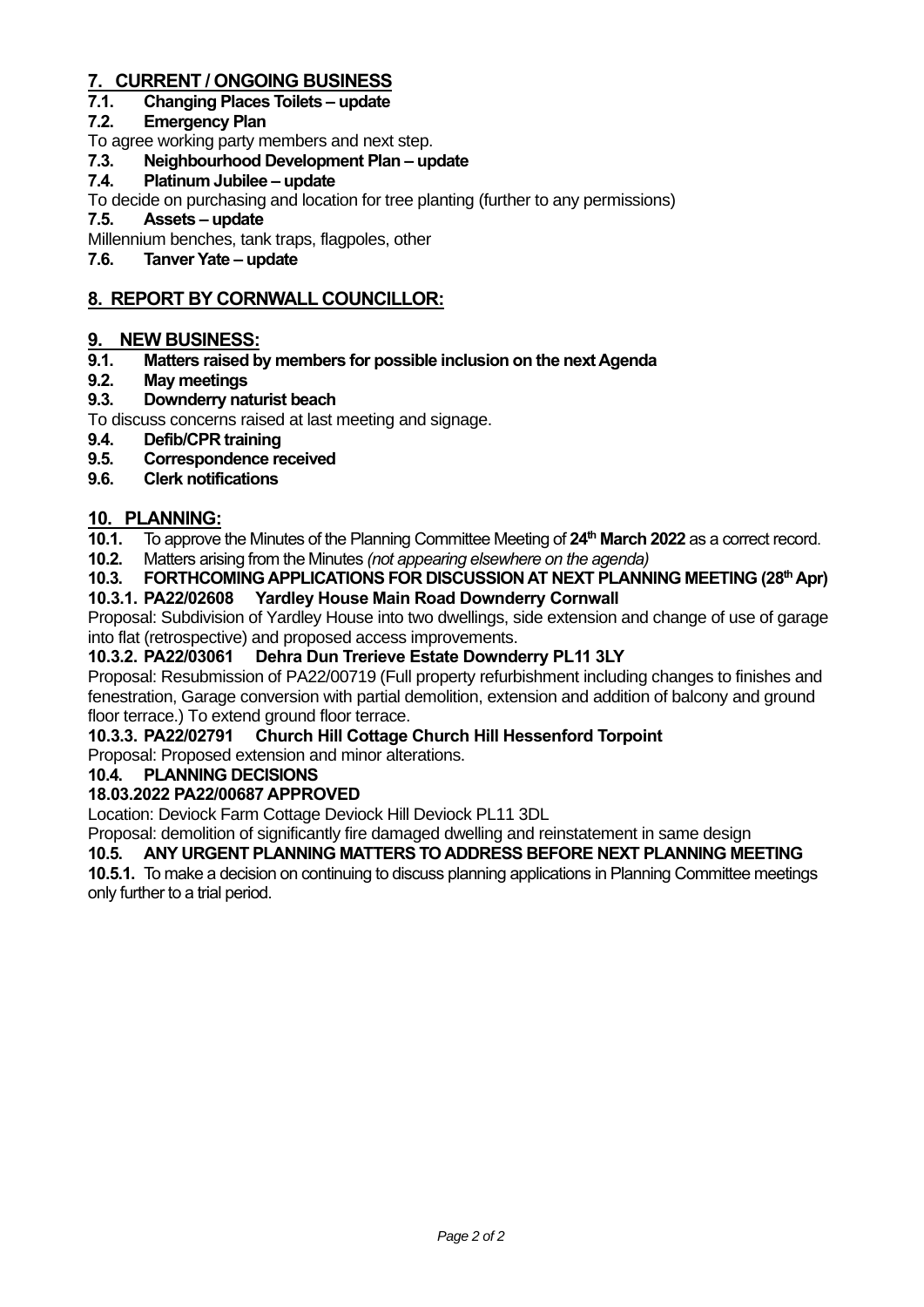## 7. CURRENT / ONGOING BUSINESS

**7.1. Changing Places Toilets – update**

**7.2. Emergency Plan**

To agree working party members and next step.

**7.3. Neighbourhood Development Plan – update**

**7.4. Platinum Jubilee – update**

To decide on purchasing and location for tree planting (further to any permissions)

**7.5. Assets – update**

Millennium benches, tank traps, flagpoles, other

**7.6. Tanver Yate – update**

## 8. REPORT BY CORNWALL COUNCILLOR:

## 9. NEW BUSINESS:

**9.1. Matters raised by members for possible inclusion on the next Agenda**

**9.2. May meetings**

**9.3. Downderry naturist beach**

To discuss concerns raised at last meeting and signage.

**9.4. Defib/CPR training**

**9.5. Correspondence received**

**9.6. Clerk notifications**

## 10. PLANNING:

**10.1.** To approve the Minutes of the Planning Committee Meeting of **24th March 2022** as a correct record.

**10.2.** Matters arising from the Minutes *(not appearing elsewhere on the agenda)*

**10.3. FORTHCOMING APPLICATIONS FOR DISCUSSION AT NEXT PLANNING MEETING (28th Apr)**

**10.3.1. PA22/02608 Yardley House Main Road Downderry Cornwall**

Proposal: Subdivision of Yardley House into two dwellings, side extension and change of use of garage into flat (retrospective) and proposed access improvements.

**10.3.2. PA22/03061 Dehra Dun Trerieve Estate Downderry PL11 3LY**

Proposal: Resubmission of PA22/00719 (Full property refurbishment including changes to finishes and fenestration, Garage conversion with partial demolition, extension and addition of balcony and ground floor terrace.) To extend ground floor terrace.

**10.3.3. PA22/02791 Church Hill Cottage Church Hill Hessenford Torpoint**

Proposal: Proposed extension and minor alterations.

**10.4. PLANNING DECISIONS**

**18.03.2022 PA22/00687 APPROVED**

Location: Deviock Farm Cottage Deviock Hill Deviock PL11 3DL

Proposal: demolition of significantly fire damaged dwelling and reinstatement in same design

**10.5. ANY URGENT PLANNING MATTERS TO ADDRESS BEFORE NEXT PLANNING MEETING**

**10.5.1.** To make a decision on continuing to discuss planning applications in Planning Committee meetings only further to a trial period.